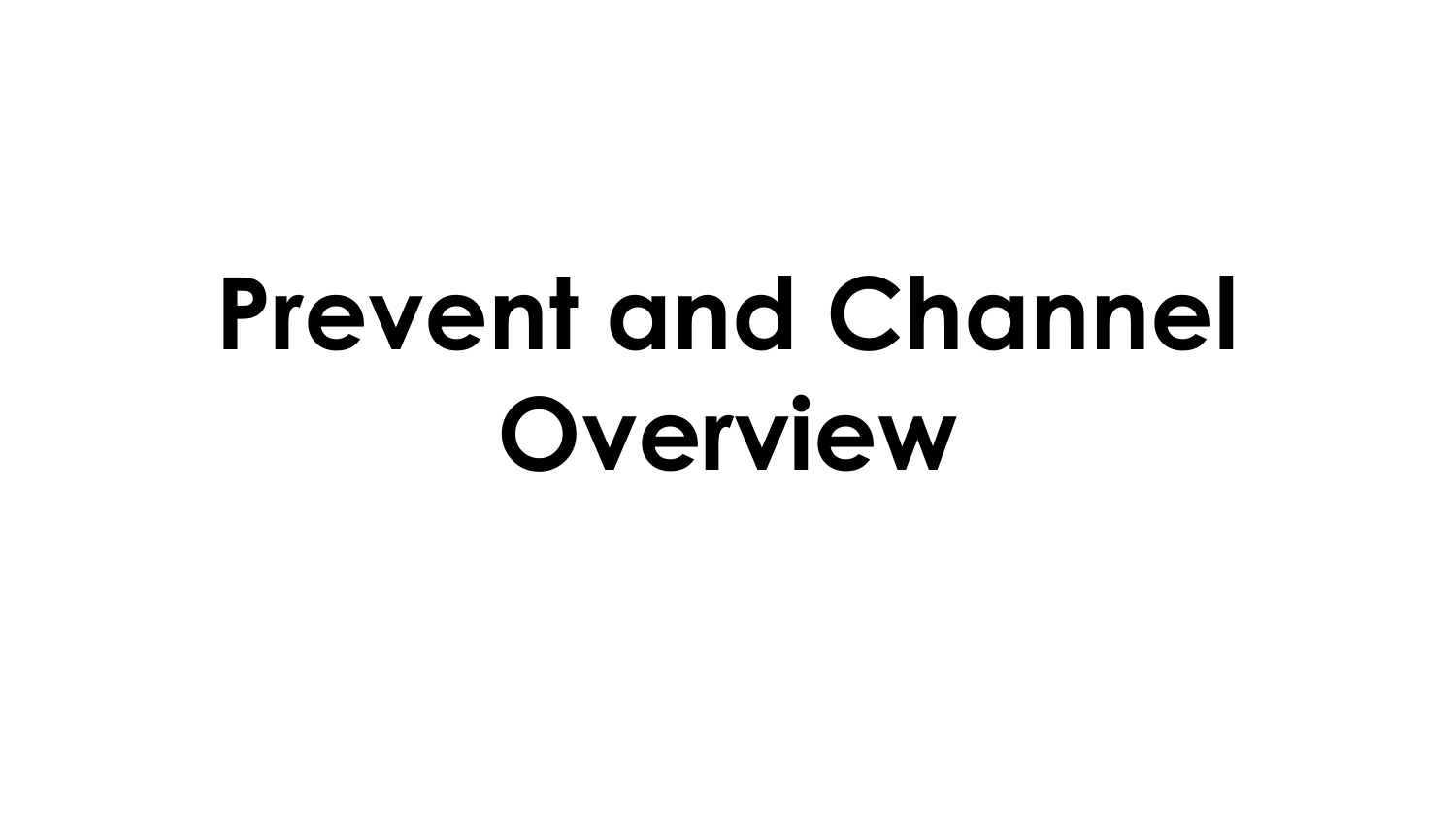# Prevent and Channel Overview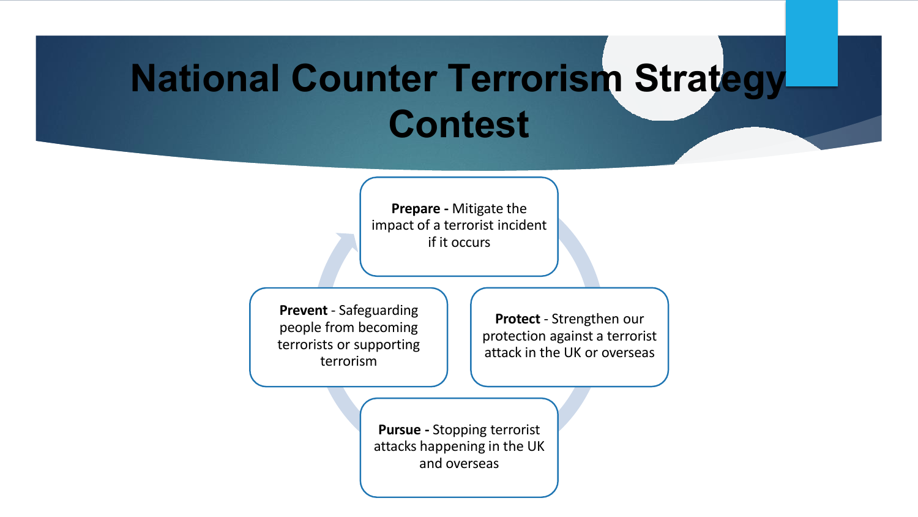# National Counter Terrorism Strategy Contest

**Prepare -** Mitigate the impact of a terrorist incident if it occurs

**Prevent** - Safeguarding people from becoming terrorists or supporting terrorism

**Protect** - Strengthen our protection against a terrorist attack in the UK or overseas

**Pursue -** Stopping terrorist attacks happening in the UK and overseas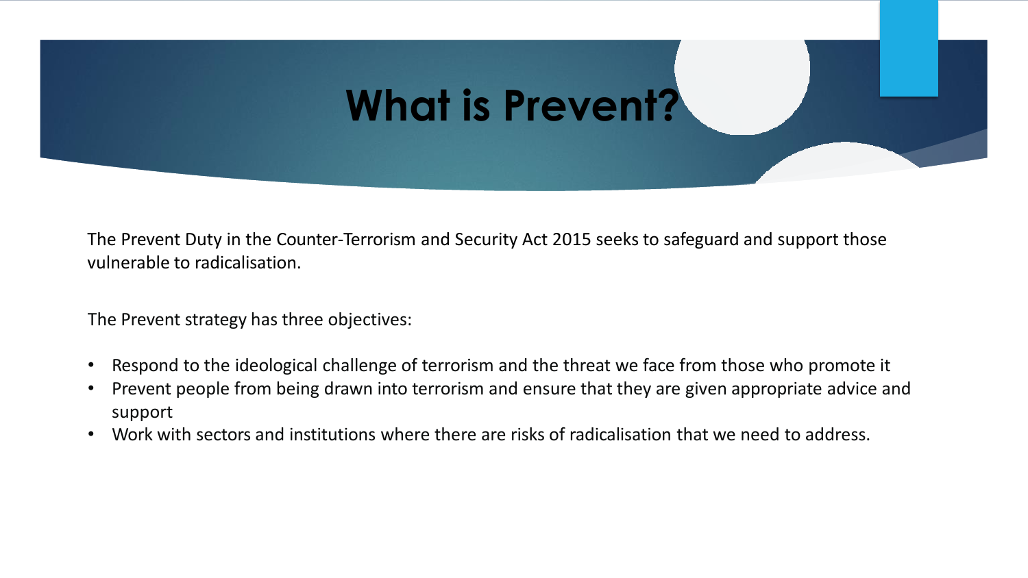# What is Prevent?

The Prevent Duty in the Counter-Terrorism and Security Act 2015 seeks to safeguard and support those vulnerable to radicalisation.

The Prevent strategy has three objectives:

- Respond to the ideological challenge of terrorism and the threat we face from those who promote it
- Prevent people from being drawn into terrorism and ensure that they are given appropriate advice and support
- Work with sectors and institutions where there are risks of radicalisation that we need to address.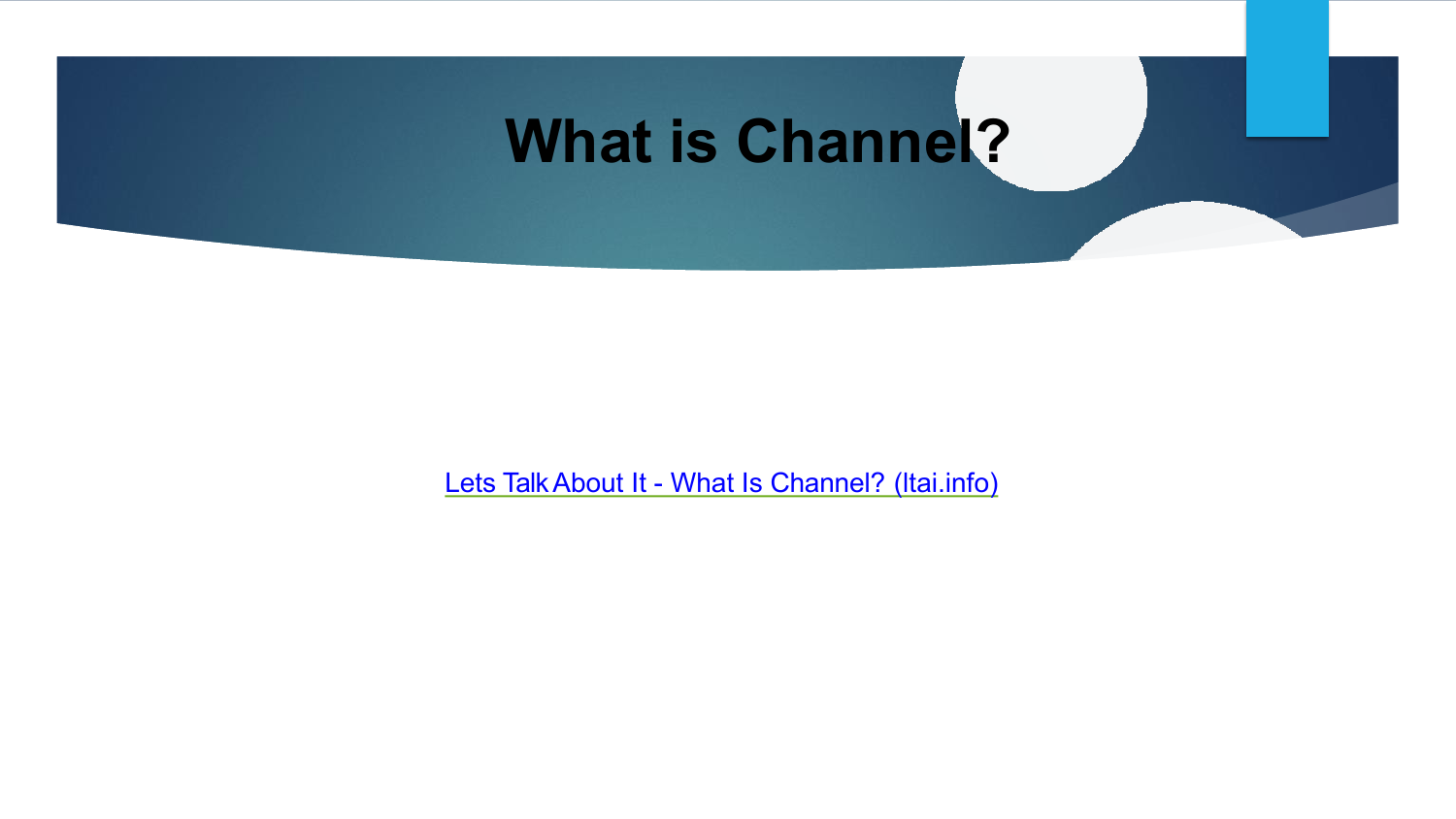# What is Channel?

Lets Talk About It - What Is Channel? (ltai.info)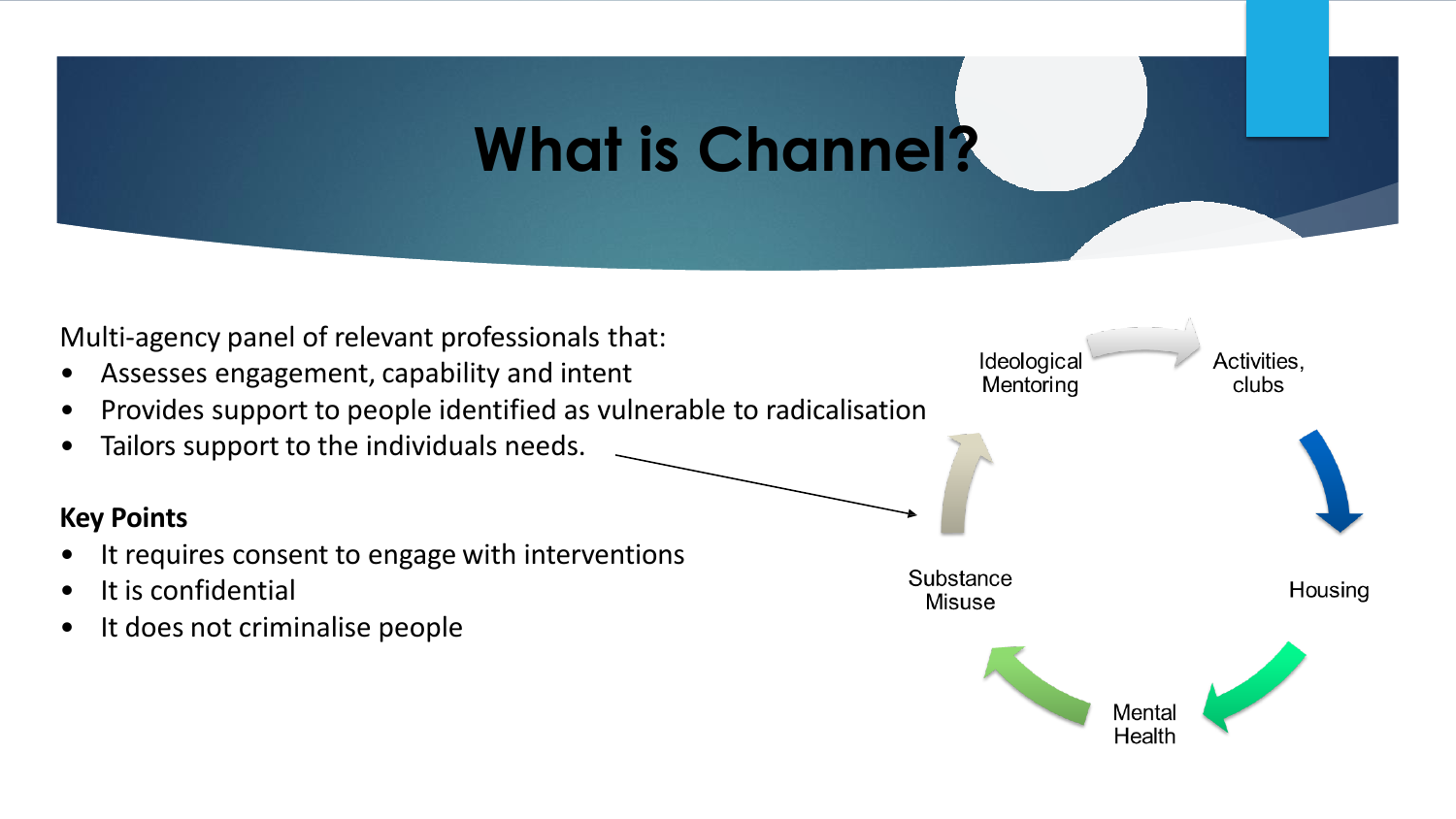# What is Channel?

Multi-agency panel of relevant professionals that:

- Assesses engagement, capability and intent
- Provides support to people identified as vulnerable to radicalisation
- Tailors support to the individuals needs.

Ideological Mentoring

Activities, clubs

Housing

Mental Health

Substance Misuse

**Key Points**

- It requires consent to engage with interventions
- It is confidential
- It does not criminalise people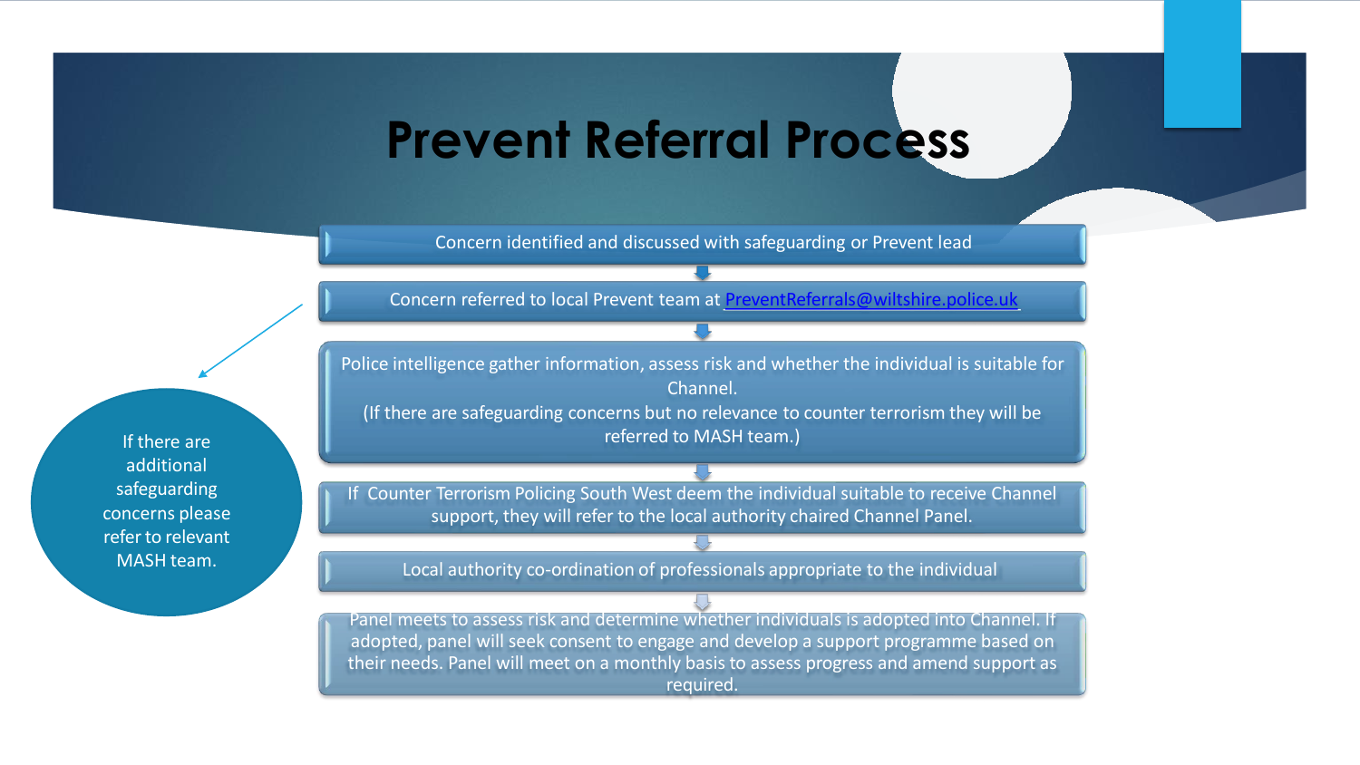# Prevent Referral Process

1. Concern identified and discussed with safeguarding or Prevent lead
2. Concern referred to local Prevent team at [PreventReferrals@wiltshire.police.uk](mailto:PreventReferrals@wiltshire.police.uk)
3. Police intelligence gather information, assess risk and whether the individual is suitable for Channel. (If there are safeguarding concerns but no relevance to counter terrorism they will be referred to MASH team.)
4. If Counter Terrorism Policing South West deem the individual suitable to receive Channel support, they will refer to the local authority chaired Channel Panel.
5. Local authority co-ordination of professionals appropriate to the individual
6. Panel meets to assess risk and determine whether individuals is adopted into Channel. If adopted, panel will seek consent to engage and develop a support programme based on their needs. Panel will meet on a monthly basis to assess progress and amend support as required.

If there are additional safeguarding concerns please refer to relevant MASH team.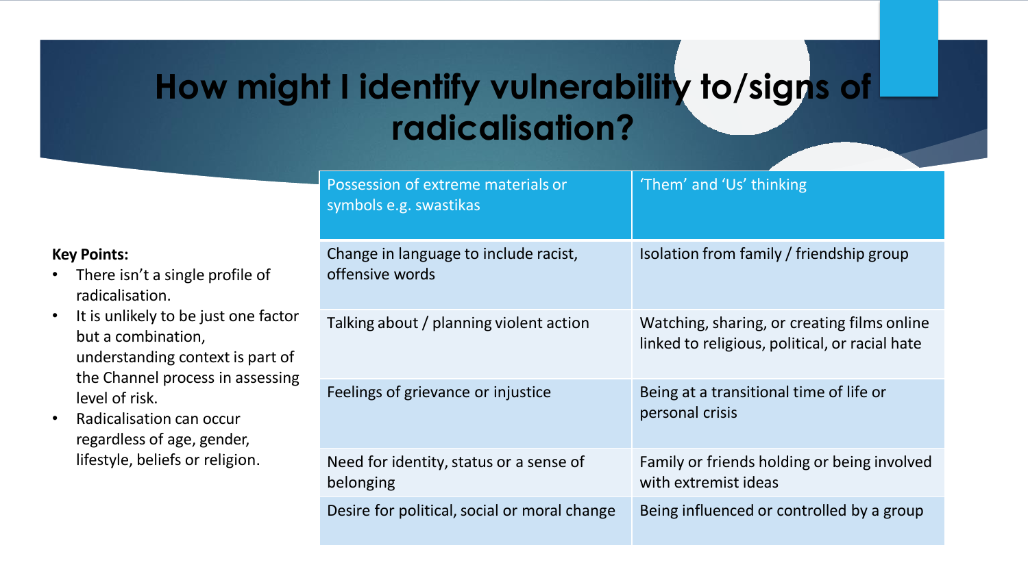# How might I identify vulnerability to/signs of radicalisation?

**Key Points:**

- There isn't a single profile of radicalisation.
- It is unlikely to be just one factor but a combination, understanding context is part of the Channel process in assessing level of risk.
- Radicalisation can occur regardless of age, gender, lifestyle, beliefs or religion.

| Possession of extreme materials or symbols e.g. swastikas | 'Them' and 'Us' thinking |
| --- | --- |
| Change in language to include racist, offensive words | Isolation from family / friendship group |
| Talking about / planning violent action | Watching, sharing, or creating films online linked to religious, political, or racial hate |
| Feelings of grievance or injustice | Being at a transitional time of life or personal crisis |
| Need for identity, status or a sense of belonging | Family or friends holding or being involved with extremist ideas |
| Desire for political, social or moral change | Being influenced or controlled by a group |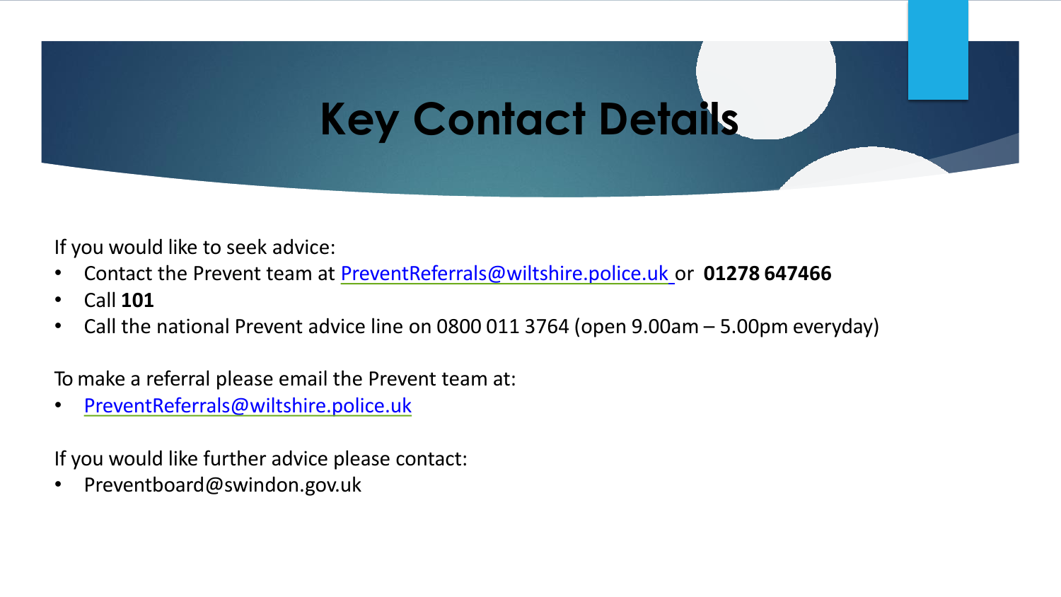# Key Contact Details

If you would like to seek advice:

- Contact the Prevent team at PreventReferrals@wiltshire.police.uk or **01278 647466**
- Call **101**
- Call the national Prevent advice line on 0800 011 3764 (open 9.00am – 5.00pm everyday)

To make a referral please email the Prevent team at:

- PreventReferrals@wiltshire.police.uk

If you would like further advice please contact:

- Preventboard@swindon.gov.uk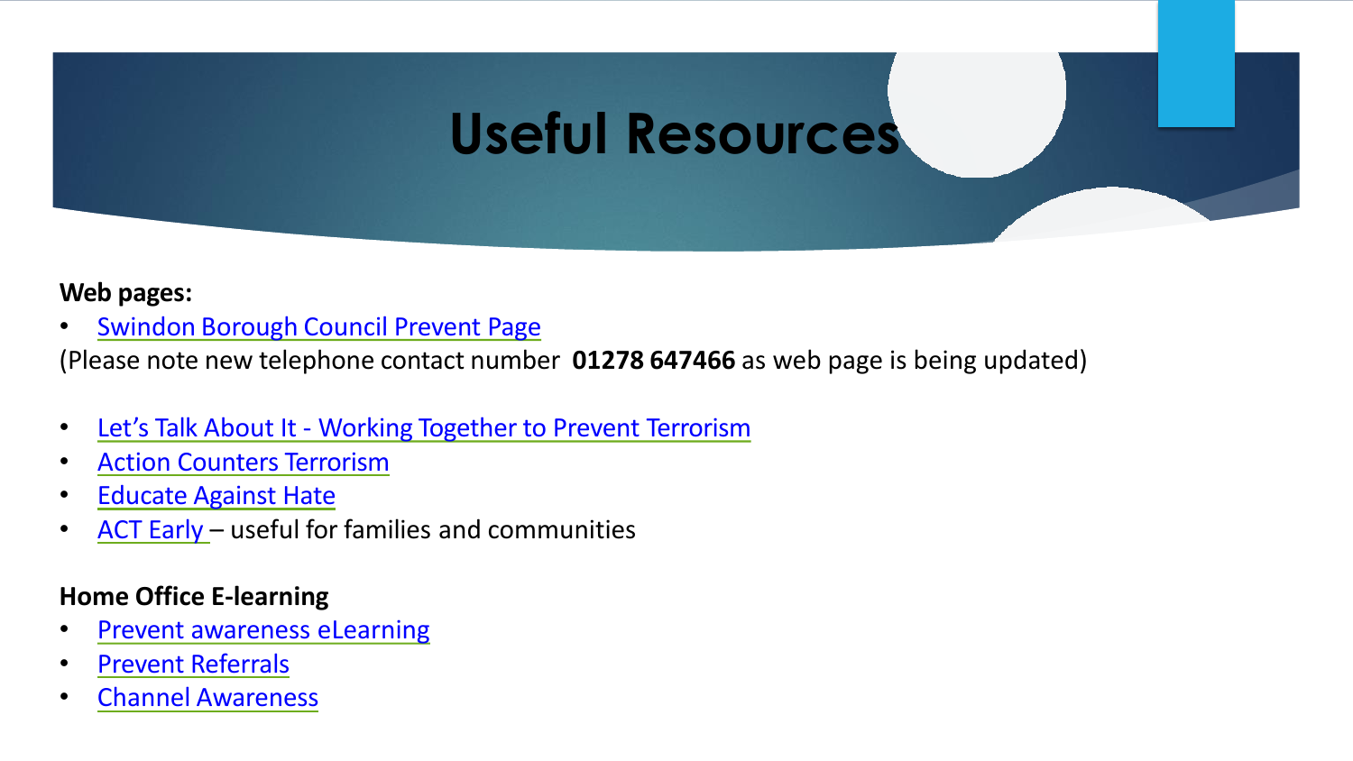# Useful Resources

**Web pages:**

- Swindon Borough Council Prevent Page

(Please note new telephone contact number **01278 647466** as web page is being updated)

- Let's Talk About It - Working Together to Prevent Terrorism
- Action Counters Terrorism
- Educate Against Hate
- ACT Early – useful for families and communities

**Home Office E-learning**

- Prevent awareness eLearning
- Prevent Referrals
- Channel Awareness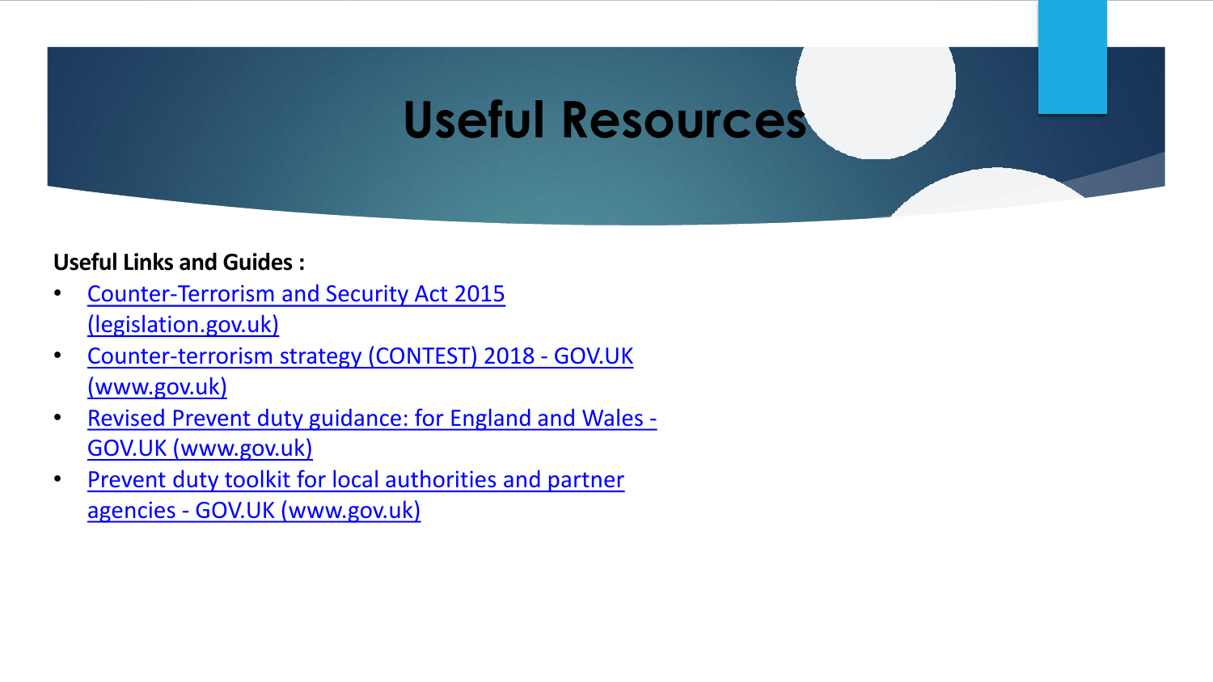# Useful Resources

**Useful Links and Guides :**

- Counter-Terrorism and Security Act 2015 (legislation.gov.uk)
- Counter-terrorism strategy (CONTEST) 2018 - GOV.UK (www.gov.uk)
- Revised Prevent duty guidance: for England and Wales - GOV.UK (www.gov.uk)
- Prevent duty toolkit for local authorities and partner agencies - GOV.UK (www.gov.uk)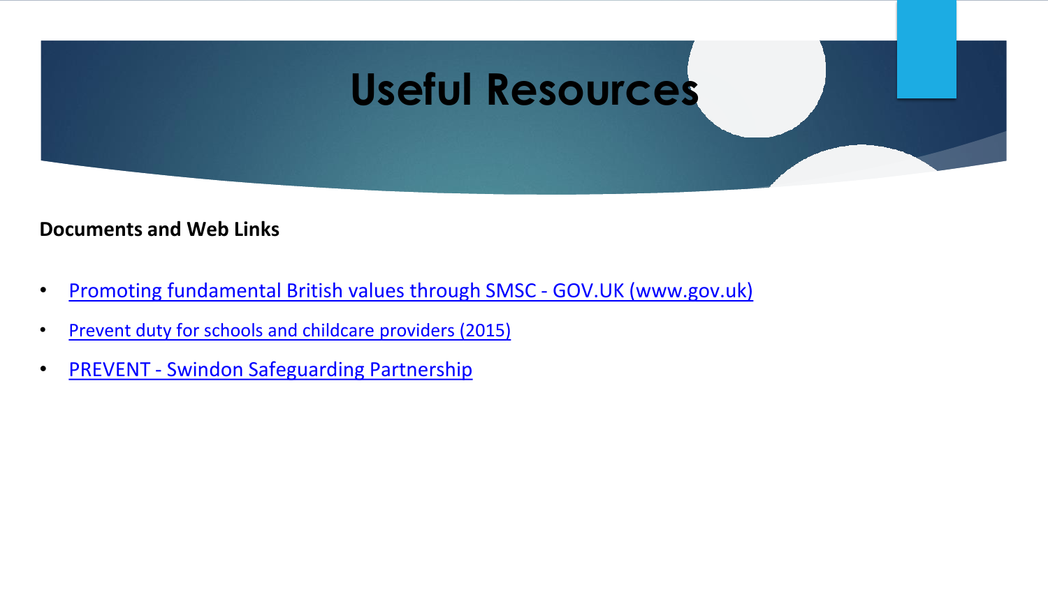# Useful Resources

**Documents and Web Links**

- Promoting fundamental British values through SMSC - GOV.UK (www.gov.uk)
- Prevent duty for schools and childcare providers (2015)
- PREVENT - Swindon Safeguarding Partnership